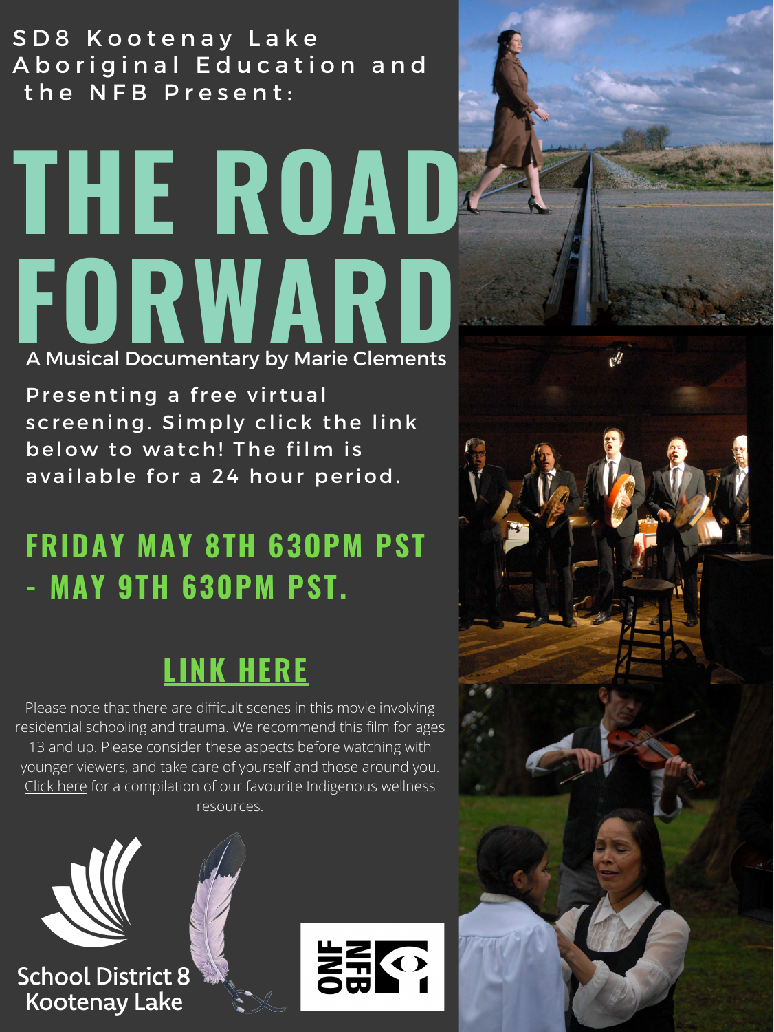SD8 Kootenay Lake Aboriginal Education and the NFB Present:

# THE ROAD FORWARD

A Musical Documentary by Marie Clements

Presenting a free virtual screening. Simply click the link below to watch! The film is available for a 24 hour period.

## FRIDAY MAY 8TH 630PM PST - MAY 9TH 630PM PST.

## LINK HERE

Please note that there are difficult scenes in this movie involving residential schooling and trauma. We recommend this film for ages 13 and up. Please consider these aspects before watching with younger viewers, and take care of yourself and those around you. Click here for a compilation of our favourite Indigenous wellness resources.

School District 8 Kootenay Lake

ONF NFB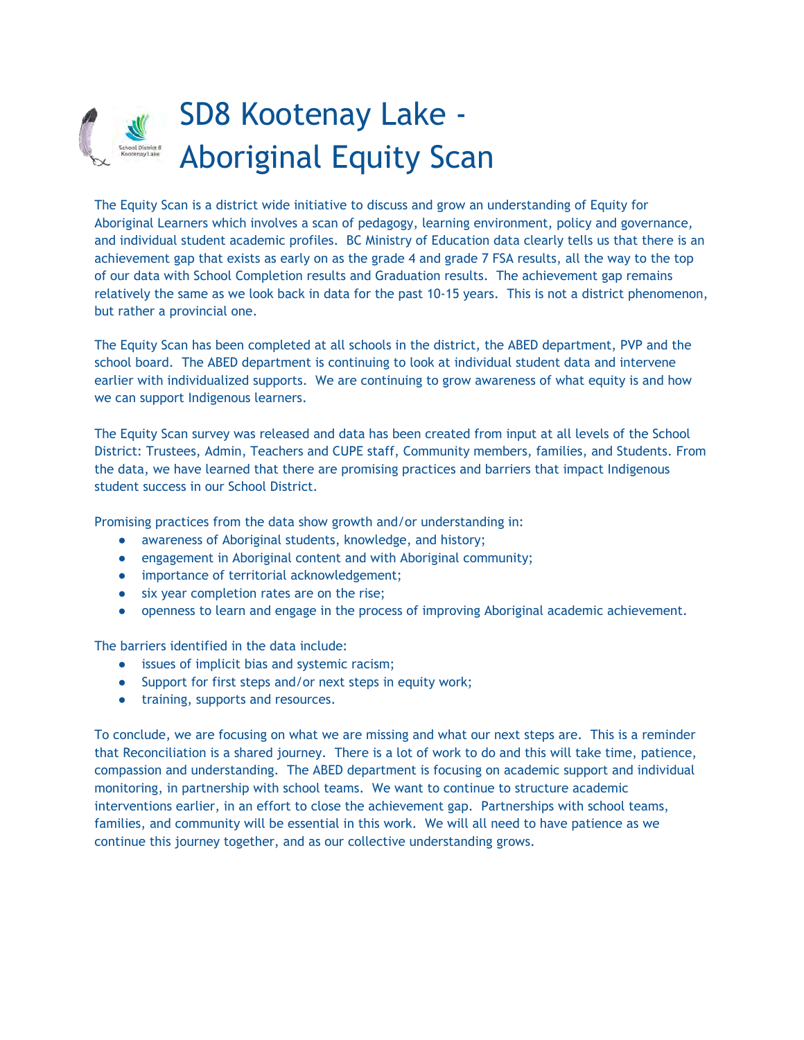# SD8 Kootenay Lake - Aboriginal Equity Scan

The Equity Scan is a district wide initiative to discuss and grow an understanding of Equity for Aboriginal Learners which involves a scan of pedagogy, learning environment, policy and governance, and individual student academic profiles. BC Ministry of Education data clearly tells us that there is an achievement gap that exists as early on as the grade 4 and grade 7 FSA results, all the way to the top of our data with School Completion results and Graduation results. The achievement gap remains relatively the same as we look back in data for the past 10-15 years. This is not a district phenomenon, but rather a provincial one.

The Equity Scan has been completed at all schools in the district, the ABED department, PVP and the school board. The ABED department is continuing to look at individual student data and intervene earlier with individualized supports. We are continuing to grow awareness of what equity is and how we can support Indigenous learners.

The Equity Scan survey was released and data has been created from input at all levels of the School District: Trustees, Admin, Teachers and CUPE staff, Community members, families, and Students. From the data, we have learned that there are promising practices and barriers that impact Indigenous student success in our School District.

Promising practices from the data show growth and/or understanding in:

- awareness of Aboriginal students, knowledge, and history;
- engagement in Aboriginal content and with Aboriginal community;
- importance of territorial acknowledgement;
- six year completion rates are on the rise;
- openness to learn and engage in the process of improving Aboriginal academic achievement.

The barriers identified in the data include:

- issues of implicit bias and systemic racism;
- Support for first steps and/or next steps in equity work;
- training, supports and resources.

To conclude, we are focusing on what we are missing and what our next steps are. This is a reminder that Reconciliation is a shared journey. There is a lot of work to do and this will take time, patience, compassion and understanding. The ABED department is focusing on academic support and individual monitoring, in partnership with school teams. We want to continue to structure academic interventions earlier, in an effort to close the achievement gap. Partnerships with school teams, families, and community will be essential in this work. We will all need to have patience as we continue this journey together, and as our collective understanding grows.